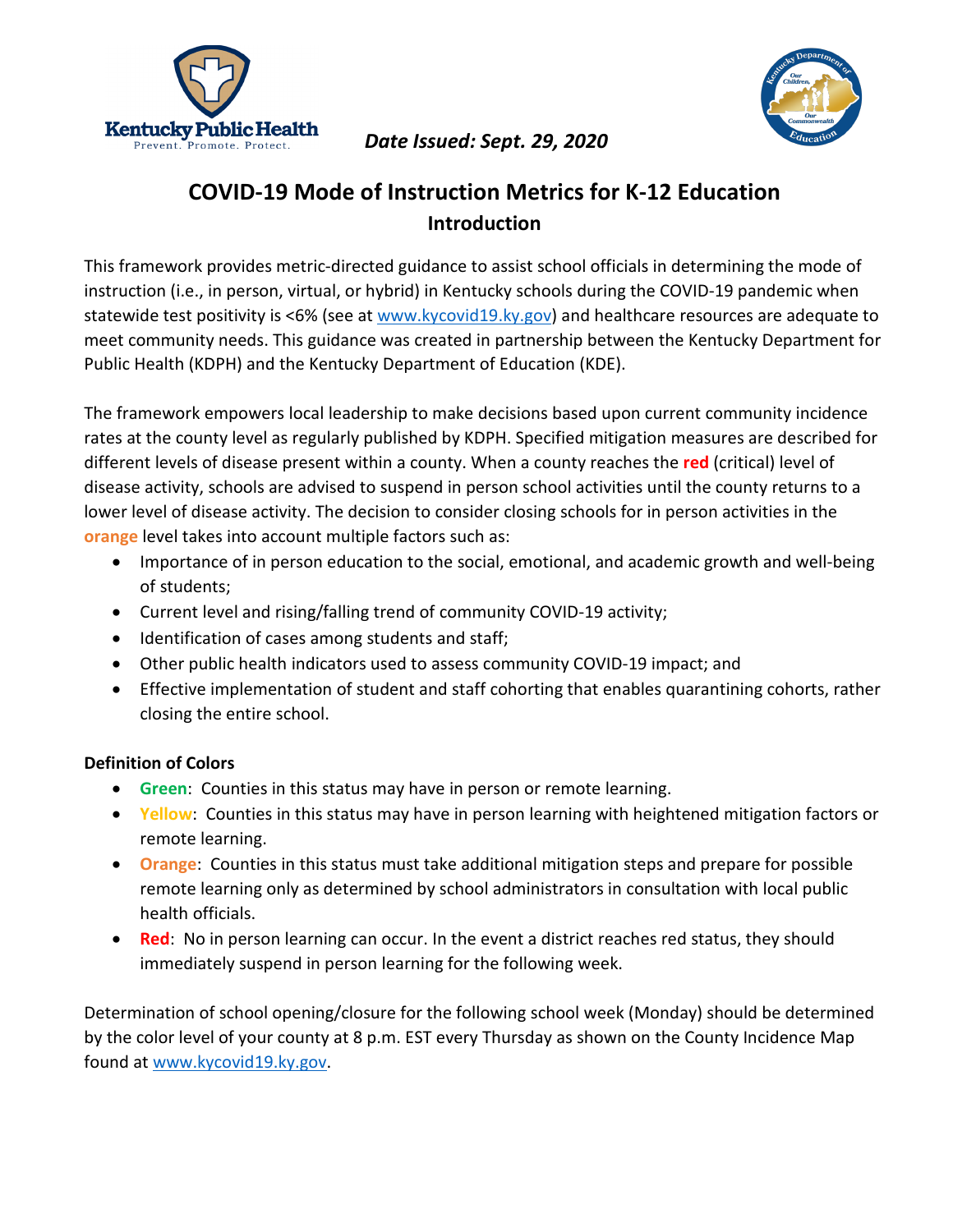Kentucky Public Health
Prevent. Promote. Protect.

***Date Issued: Sept. 29, 2020***

# COVID-19 Mode of Instruction Metrics for K-12 Education

## Introduction

This framework provides metric-directed guidance to assist school officials in determining the mode of instruction (i.e., in person, virtual, or hybrid) in Kentucky schools during the COVID-19 pandemic when statewide test positivity is <6% (see at [www.kycovid19.ky.gov](www.kycovid19.ky.gov)) and healthcare resources are adequate to meet community needs. This guidance was created in partnership between the Kentucky Department for Public Health (KDPH) and the Kentucky Department of Education (KDE).

The framework empowers local leadership to make decisions based upon current community incidence rates at the county level as regularly published by KDPH. Specified mitigation measures are described for different levels of disease present within a county. When a county reaches the **red** (critical) level of disease activity, schools are advised to suspend in person school activities until the county returns to a lower level of disease activity. The decision to consider closing schools for in person activities in the **orange** level takes into account multiple factors such as:

- Importance of in person education to the social, emotional, and academic growth and well-being of students;
- Current level and rising/falling trend of community COVID-19 activity;
- Identification of cases among students and staff;
- Other public health indicators used to assess community COVID-19 impact; and
- Effective implementation of student and staff cohorting that enables quarantining cohorts, rather closing the entire school.

**Definition of Colors**

- **Green**: Counties in this status may have in person or remote learning.
- **Yellow**: Counties in this status may have in person learning with heightened mitigation factors or remote learning.
- **Orange**: Counties in this status must take additional mitigation steps and prepare for possible remote learning only as determined by school administrators in consultation with local public health officials.
- **Red**: No in person learning can occur. In the event a district reaches red status, they should immediately suspend in person learning for the following week.

Determination of school opening/closure for the following school week (Monday) should be determined by the color level of your county at 8 p.m. EST every Thursday as shown on the County Incidence Map found at [www.kycovid19.ky.gov](www.kycovid19.ky.gov).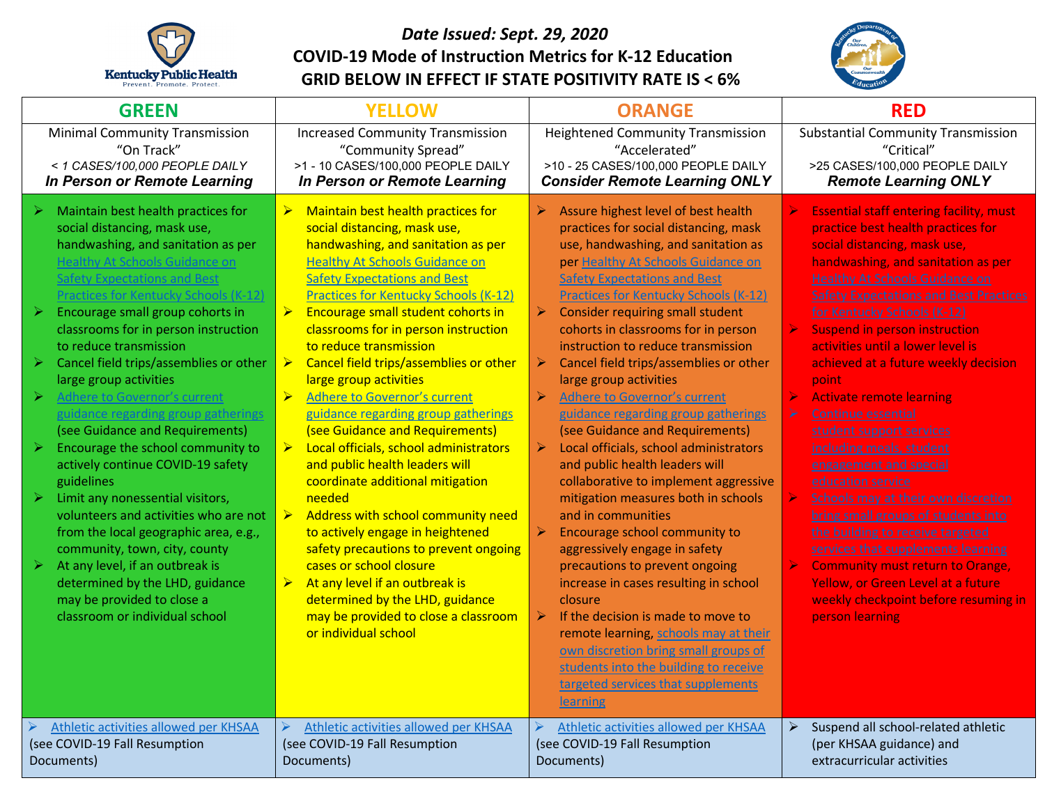*Date Issued: Sept. 29, 2020*

# COVID-19 Mode of Instruction Metrics for K-12 Education

## GRID BELOW IN EFFECT IF STATE POSITIVITY RATE IS < 6%

| GREEN | YELLOW | ORANGE | RED |
|---|---|---|---|
| Minimal Community Transmission<br>"On Track"<br>*< 1 CASES/100,000 PEOPLE DAILY*<br>***In Person or Remote Learning*** | Increased Community Transmission<br>"Community Spread"<br>>1 - 10 CASES/100,000 PEOPLE DAILY<br>***In Person or Remote Learning*** | Heightened Community Transmission<br>"Accelerated"<br>>10 - 25 CASES/100,000 PEOPLE DAILY<br>***Consider Remote Learning ONLY*** | Substantial Community Transmission<br>"Critical"<br>>25 CASES/100,000 PEOPLE DAILY<br>***Remote Learning ONLY*** |
| ➢ Maintain best health practices for social distancing, mask use, handwashing, and sanitation as per Healthy At Schools Guidance on Safety Expectations and Best Practices for Kentucky Schools (K-12)<br>➢ Encourage small group cohorts in classrooms for in person instruction to reduce transmission<br>➢ Cancel field trips/assemblies or other large group activities<br>➢ Adhere to Governor's current guidance regarding group gatherings (see Guidance and Requirements)<br>➢ Encourage the school community to actively continue COVID-19 safety guidelines<br>➢ Limit any nonessential visitors, volunteers and activities who are not from the local geographic area, e.g., community, town, city, county<br>➢ At any level, if an outbreak is determined by the LHD, guidance may be provided to close a classroom or individual school | ➢ Maintain best health practices for social distancing, mask use, handwashing, and sanitation as per Healthy At Schools Guidance on Safety Expectations and Best Practices for Kentucky Schools (K-12)<br>➢ Encourage small student cohorts in classrooms for in person instruction to reduce transmission<br>➢ Cancel field trips/assemblies or other large group activities<br>➢ Adhere to Governor's current guidance regarding group gatherings (see Guidance and Requirements)<br>➢ Local officials, school administrators and public health leaders will coordinate additional mitigation needed<br>➢ Address with school community need to actively engage in heightened safety precautions to prevent ongoing cases or school closure<br>➢ At any level if an outbreak is determined by the LHD, guidance may be provided to close a classroom or individual school | ➢ Assure highest level of best health practices for social distancing, mask use, handwashing, and sanitation as per Healthy At Schools Guidance on Safety Expectations and Best Practices for Kentucky Schools (K-12)<br>➢ Consider requiring small student cohorts in classrooms for in person instruction to reduce transmission<br>➢ Cancel field trips/assemblies or other large group activities<br>➢ Adhere to Governor's current guidance regarding group gatherings (see Guidance and Requirements)<br>➢ Local officials, school administrators and public health leaders will collaborative to implement aggressive mitigation measures both in schools and in communities<br>➢ Encourage school community to aggressively engage in safety precautions to prevent ongoing increase in cases resulting in school closure<br>➢ If the decision is made to move to remote learning, schools may at their own discretion bring small groups of students into the building to receive targeted services that supplements learning | ➢ Essential staff entering facility, must practice best health practices for social distancing, mask use, handwashing, and sanitation as per Healthy At Schools Guidance on Safety Expectations and Best Practices for Kentucky Schools (K-12)<br>➢ Suspend in person instruction activities until a lower level is achieved at a future weekly decision point<br>➢ Activate remote learning<br>➢ Continue essential student support services including meals, student engagement and special education service<br>➢ Schools may at their own discretion bring small groups of students into the building to receive targeted services that supplements learning<br>➢ Community must return to Orange, Yellow, or Green Level at a future weekly checkpoint before resuming in person learning |
| ➢ Athletic activities allowed per KHSAA (see COVID-19 Fall Resumption Documents) | ➢ Athletic activities allowed per KHSAA (see COVID-19 Fall Resumption Documents) | ➢ Athletic activities allowed per KHSAA (see COVID-19 Fall Resumption Documents) | ➢ Suspend all school-related athletic (per KHSAA guidance) and extracurricular activities |